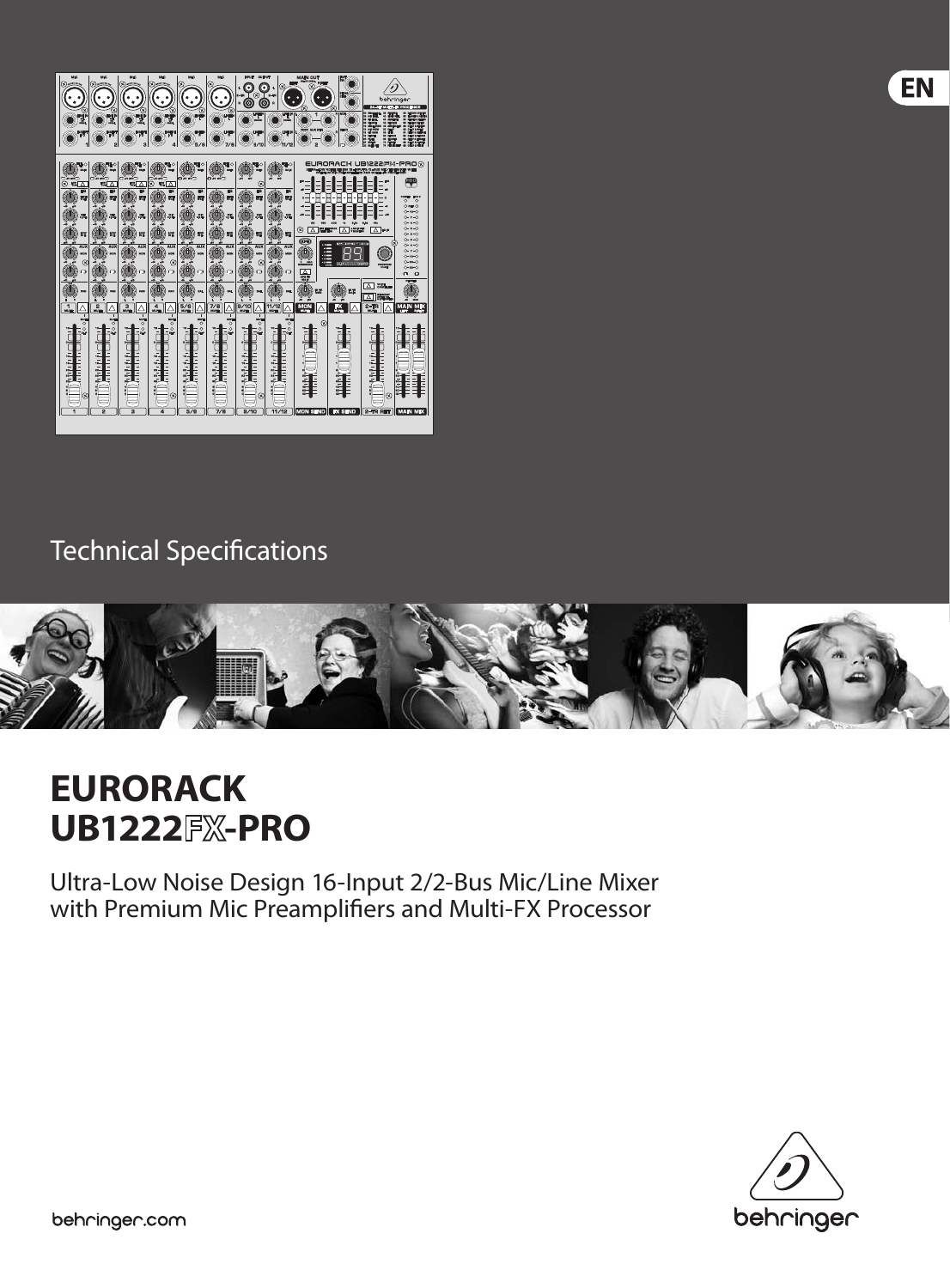EN

Technical Specifications

# EURORACK UB1222FX-PRO

Ultra-Low Noise Design 16-Input 2/2-Bus Mic/Line Mixer with Premium Mic Preamplifiers and Multi-FX Processor

behringer.com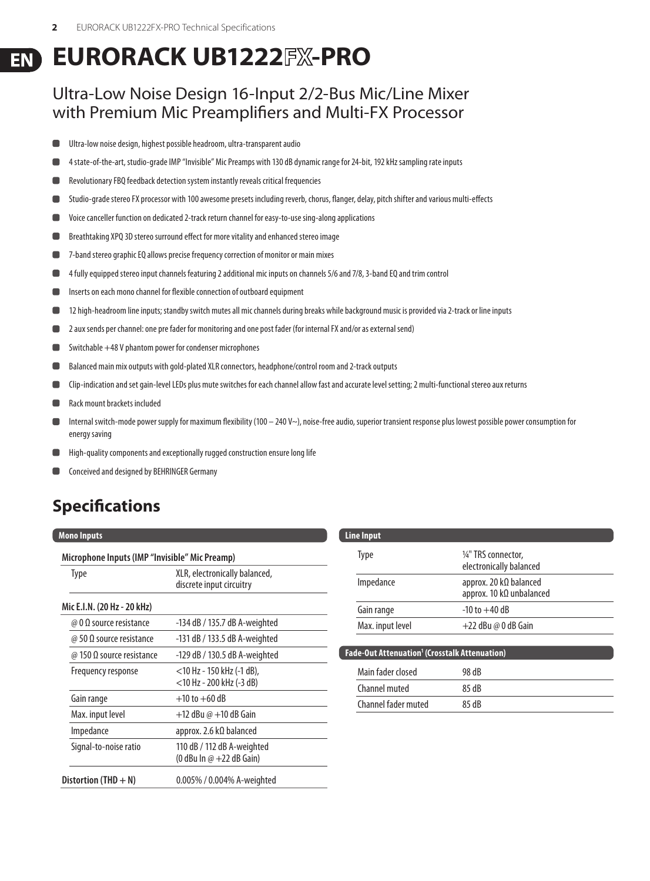# EURORACK UB1222FX-PRO

## Ultra-Low Noise Design 16-Input 2/2-Bus Mic/Line Mixer with Premium Mic Preamplifiers and Multi-FX Processor

- Ultra-low noise design, highest possible headroom, ultra-transparent audio
- 4 state-of-the-art, studio-grade IMP "Invisible" Mic Preamps with 130 dB dynamic range for 24-bit, 192 kHz sampling rate inputs
- Revolutionary FBQ feedback detection system instantly reveals critical frequencies
- Studio-grade stereo FX processor with 100 awesome presets including reverb, chorus, flanger, delay, pitch shifter and various multi-effects
- Voice canceller function on dedicated 2-track return channel for easy-to-use sing-along applications
- Breathtaking XPQ 3D stereo surround effect for more vitality and enhanced stereo image
- 7-band stereo graphic EQ allows precise frequency correction of monitor or main mixes
- 4 fully equipped stereo input channels featuring 2 additional mic inputs on channels 5/6 and 7/8, 3-band EQ and trim control
- Inserts on each mono channel for flexible connection of outboard equipment
- 12 high-headroom line inputs; standby switch mutes all mic channels during breaks while background music is provided via 2-track or line inputs
- 2 aux sends per channel: one pre fader for monitoring and one post fader (for internal FX and/or as external send)
- Switchable +48 V phantom power for condenser microphones
- Balanced main mix outputs with gold-plated XLR connectors, headphone/control room and 2-track outputs
- Clip-indication and set gain-level LEDs plus mute switches for each channel allow fast and accurate level setting; 2 multi-functional stereo aux returns
- Rack mount brackets included
- Internal switch-mode power supply for maximum flexibility (100 – 240 V~), noise-free audio, superior transient response plus lowest possible power consumption for energy saving
- High-quality components and exceptionally rugged construction ensure long life
- Conceived and designed by BEHRINGER Germany

## Specifications

### Mono Inputs

| **Microphone Inputs (IMP "Invisible" Mic Preamp)** | |
|---|---|
| Type | XLR, electronically balanced, discrete input circuitry |
| **Mic E.I.N. (20 Hz - 20 kHz)** | |
| @ 0 Ω source resistance | -134 dB / 135.7 dB A-weighted |
| @ 50 Ω source resistance | -131 dB / 133.5 dB A-weighted |
| @ 150 Ω source resistance | -129 dB / 130.5 dB A-weighted |
| Frequency response | <10 Hz - 150 kHz (-1 dB), <10 Hz - 200 kHz (-3 dB) |
| Gain range | +10 to +60 dB |
| Max. input level | +12 dBu @ +10 dB Gain |
| Impedance | approx. 2.6 kΩ balanced |
| Signal-to-noise ratio | 110 dB / 112 dB A-weighted (0 dBu In @ +22 dB Gain) |
| **Distortion (THD + N)** | 0.005% / 0.004% A-weighted |

### Line Input

| | |
|---|---|
| Type | ¼" TRS connector, electronically balanced |
| Impedance | approx. 20 kΩ balanced, approx. 10 kΩ unbalanced |
| Gain range | -10 to +40 dB |
| Max. input level | +22 dBu @ 0 dB Gain |

### Fade-Out Attenuation[1] (Crosstalk Attenuation)

| | |
|---|---|
| Main fader closed | 98 dB |
| Channel muted | 85 dB |
| Channel fader muted | 85 dB |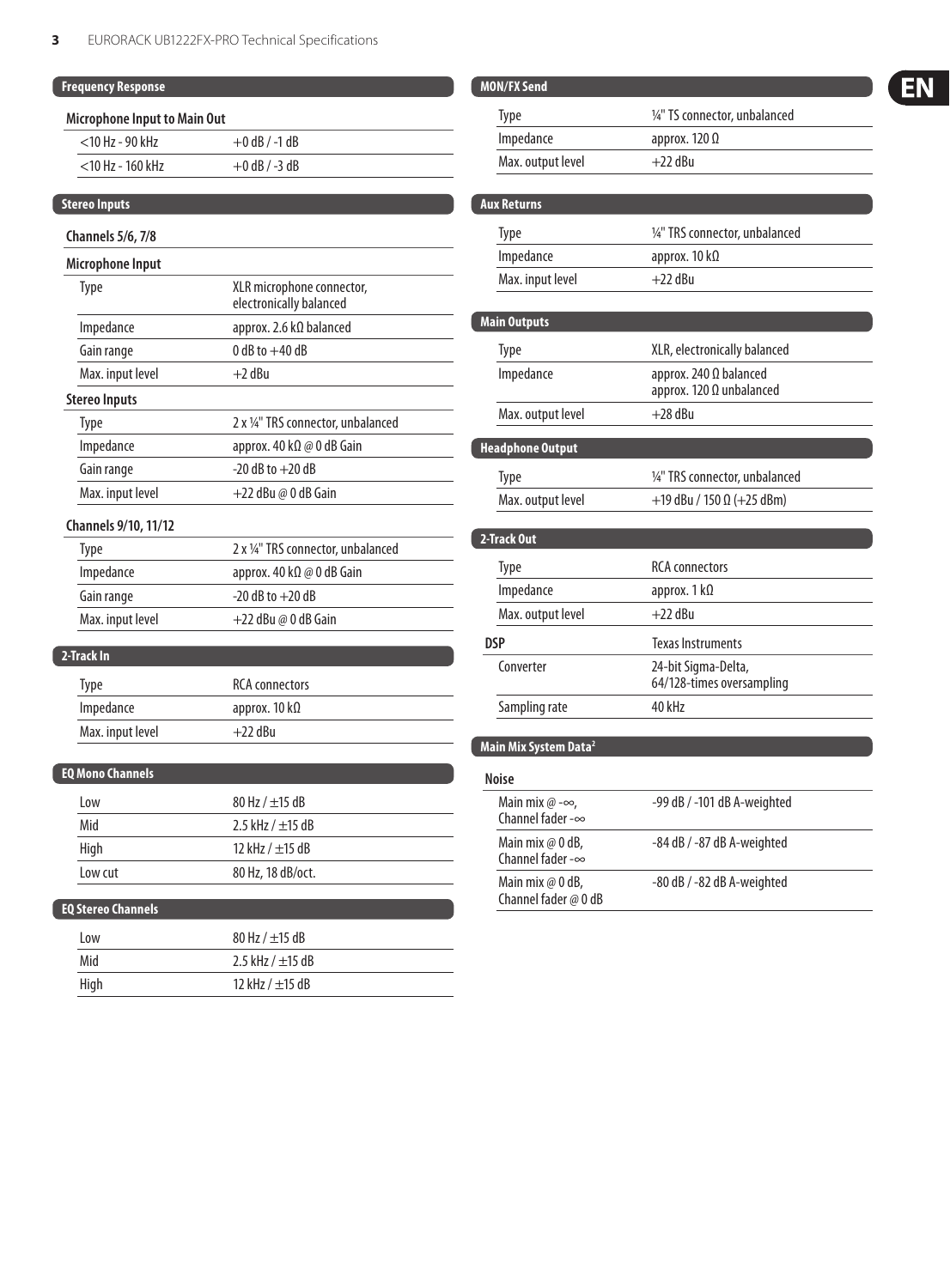## Frequency Response

### Microphone Input to Main Out

| | |
|---|---|
| <10 Hz - 90 kHz | +0 dB / -1 dB |
| <10 Hz - 160 kHz | +0 dB / -3 dB |

## Stereo Inputs

### Channels 5/6, 7/8

**Microphone Input**

| | |
|---|---|
| Type | XLR microphone connector, electronically balanced |
| Impedance | approx. 2.6 kΩ balanced |
| Gain range | 0 dB to +40 dB |
| Max. input level | +2 dBu |

**Stereo Inputs**

| | |
|---|---|
| Type | 2 x ¼" TRS connector, unbalanced |
| Impedance | approx. 40 kΩ @ 0 dB Gain |
| Gain range | -20 dB to +20 dB |
| Max. input level | +22 dBu @ 0 dB Gain |

### Channels 9/10, 11/12

| | |
|---|---|
| Type | 2 x ¼" TRS connector, unbalanced |
| Impedance | approx. 40 kΩ @ 0 dB Gain |
| Gain range | -20 dB to +20 dB |
| Max. input level | +22 dBu @ 0 dB Gain |

## 2-Track In

| | |
|---|---|
| Type | RCA connectors |
| Impedance | approx. 10 kΩ |
| Max. input level | +22 dBu |

## EQ Mono Channels

| | |
|---|---|
| Low | 80 Hz / ±15 dB |
| Mid | 2.5 kHz / ±15 dB |
| High | 12 kHz / ±15 dB |
| Low cut | 80 Hz, 18 dB/oct. |

## EQ Stereo Channels

| | |
|---|---|
| Low | 80 Hz / ±15 dB |
| Mid | 2.5 kHz / ±15 dB |
| High | 12 kHz / ±15 dB |

## MON/FX Send

| | |
|---|---|
| Type | ¼" TS connector, unbalanced |
| Impedance | approx. 120 Ω |
| Max. output level | +22 dBu |

## Aux Returns

| | |
|---|---|
| Type | ¼" TRS connector, unbalanced |
| Impedance | approx. 10 kΩ |
| Max. input level | +22 dBu |

## Main Outputs

| | |
|---|---|
| Type | XLR, electronically balanced |
| Impedance | approx. 240 Ω balanced<br>approx. 120 Ω unbalanced |
| Max. output level | +28 dBu |

## Headphone Output

| | |
|---|---|
| Type | ¼" TRS connector, unbalanced |
| Max. output level | +19 dBu / 150 Ω (+25 dBm) |

## 2-Track Out

| | |
|---|---|
| Type | RCA connectors |
| Impedance | approx. 1 kΩ |
| Max. output level | +22 dBu |

**DSP** Texas Instruments

| | |
|---|---|
| Converter | 24-bit Sigma-Delta, 64/128-times oversampling |
| Sampling rate | 40 kHz |

## Main Mix System Data[2]

**Noise**

| | |
|---|---|
| Main mix @ -∞, Channel fader -∞ | -99 dB / -101 dB A-weighted |
| Main mix @ 0 dB, Channel fader -∞ | -84 dB / -87 dB A-weighted |
| Main mix @ 0 dB, Channel fader @ 0 dB | -80 dB / -82 dB A-weighted |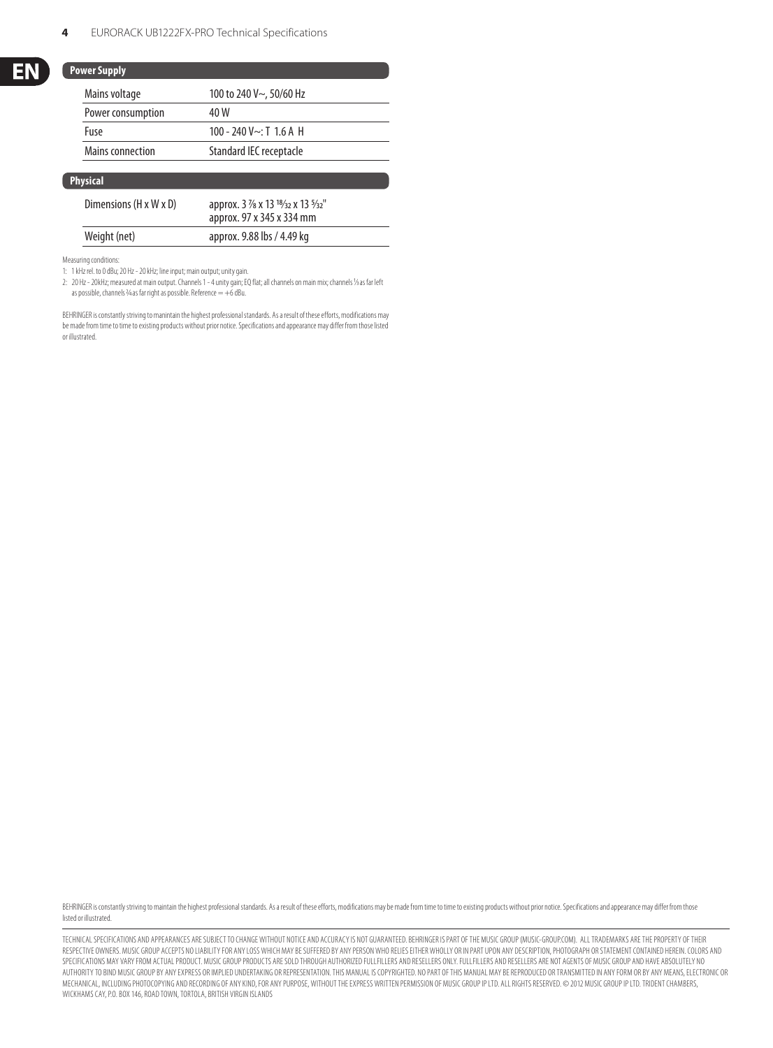## Power Supply

| | |
|---|---|
| Mains voltage | 100 to 240 V~, 50/60 Hz |
| Power consumption | 40 W |
| Fuse | 100 - 240 V~: T 1.6 A H |
| Mains connection | Standard IEC receptacle |

## Physical

| | |
|---|---|
| Dimensions (H x W x D) | approx. 3 ⅞ x 13 ¹⁸⁄₃₂ x 13 ⁵⁄₃₂" approx. 97 x 345 x 334 mm |
| Weight (net) | approx. 9.88 lbs / 4.49 kg |

Measuring conditions:

1: 1 kHz rel. to 0 dBu; 20 Hz - 20 kHz; line input; main output; unity gain.

2: 20 Hz - 20kHz; measured at main output. Channels 1 - 4 unity gain; EQ flat; all channels on main mix; channels 1/3 as far left as possible, channels 2/4 as far right as possible. Reference = +6 dBu.

BEHRINGER is constantly striving to manintain the highest professional standards. As a result of these efforts, modifications may be made from time to time to existing products without prior notice. Specifications and appearance may differ from those listed or illustrated.

BEHRINGER is constantly striving to maintain the highest professional standards. As a result of these efforts, modifications may be made from time to time to existing products without prior notice. Specifications and appearance may differ from those listed or illustrated.

TECHNICAL SPECIFICATIONS AND APPEARANCES ARE SUBJECT TO CHANGE WITHOUT NOTICE AND ACCURACY IS NOT GUARANTEED. BEHRINGER IS PART OF THE MUSIC GROUP (MUSIC-GROUP.COM). ALL TRADEMARKS ARE THE PROPERTY OF THEIR RESPECTIVE OWNERS. MUSIC GROUP ACCEPTS NO LIABILITY FOR ANY LOSS WHICH MAY BE SUFFERED BY ANY PERSON WHO RELIES EITHER WHOLLY OR IN PART UPON ANY DESCRIPTION, PHOTOGRAPH OR STATEMENT CONTAINED HEREIN. COLORS AND SPECIFICATIONS MAY VARY FROM ACTUAL PRODUCT. MUSIC GROUP PRODUCTS ARE SOLD THROUGH AUTHORIZED FULLFILLERS AND RESELLERS ONLY. FULLFILLERS AND RESELLERS ARE NOT AGENTS OF MUSIC GROUP AND HAVE ABSOLUTELY NO AUTHORITY TO BIND MUSIC GROUP BY ANY EXPRESS OR IMPLIED UNDERTAKING OR REPRESENTATION. THIS MANUAL IS COPYRIGHTED. NO PART OF THIS MANUAL MAY BE REPRODUCED OR TRANSMITTED IN ANY FORM OR BY ANY MEANS, ELECTRONIC OR MECHANICAL, INCLUDING PHOTOCOPYING AND RECORDING OF ANY KIND, FOR ANY PURPOSE, WITHOUT THE EXPRESS WRITTEN PERMISSION OF MUSIC GROUP IP LTD. ALL RIGHTS RESERVED. © 2012 MUSIC GROUP IP LTD. TRIDENT CHAMBERS, WICKHAMS CAY, P.O. BOX 146, ROAD TOWN, TORTOLA, BRITISH VIRGIN ISLANDS